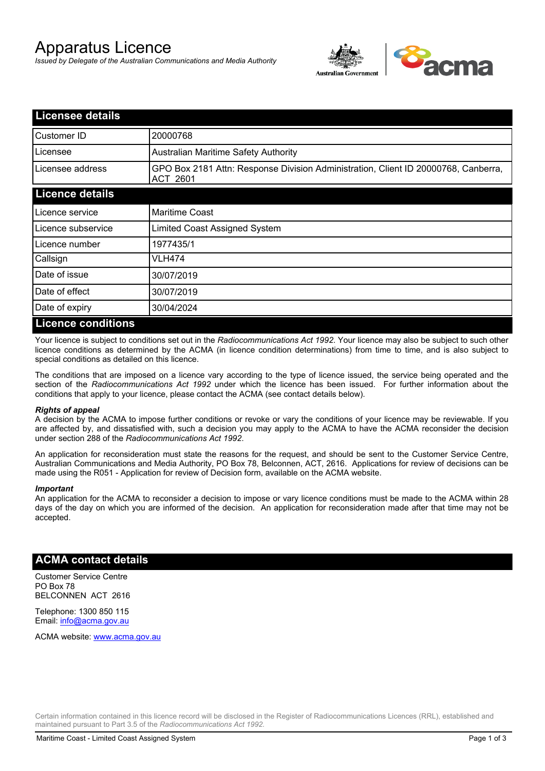# Apparatus Licence

*Issued by Delegate of the Australian Communications and Media Authority*

## Licensee details

| | |
|---|---|
| Customer ID | 20000768 |
| Licensee | Australian Maritime Safety Authority |
| Licensee address | GPO Box 2181 Attn: Response Division Administration, Client ID 20000768, Canberra, ACT 2601 |

## Licence details

| | |
|---|---|
| Licence service | Maritime Coast |
| Licence subservice | Limited Coast Assigned System |
| Licence number | 1977435/1 |
| Callsign | VLH474 |
| Date of issue | 30/07/2019 |
| Date of effect | 30/07/2019 |
| Date of expiry | 30/04/2024 |

## Licence conditions

Your licence is subject to conditions set out in the *Radiocommunications Act 1992*. Your licence may also be subject to such other licence conditions as determined by the ACMA (in licence condition determinations) from time to time, and is also subject to special conditions as detailed on this licence.

The conditions that are imposed on a licence vary according to the type of licence issued, the service being operated and the section of the *Radiocommunications Act 1992* under which the licence has been issued. For further information about the conditions that apply to your licence, please contact the ACMA (see contact details below).

***Rights of appeal***

A decision by the ACMA to impose further conditions or revoke or vary the conditions of your licence may be reviewable. If you are affected by, and dissatisfied with, such a decision you may apply to the ACMA to have the ACMA reconsider the decision under section 288 of the *Radiocommunications Act 1992*.

An application for reconsideration must state the reasons for the request, and should be sent to the Customer Service Centre, Australian Communications and Media Authority, PO Box 78, Belconnen, ACT, 2616. Applications for review of decisions can be made using the R051 - Application for review of Decision form, available on the ACMA website.

***Important***

An application for the ACMA to reconsider a decision to impose or vary licence conditions must be made to the ACMA within 28 days of the day on which you are informed of the decision. An application for reconsideration made after that time may not be accepted.

## ACMA contact details

Customer Service Centre
PO Box 78
BELCONNEN ACT 2616

Telephone: 1300 850 115
Email: info@acma.gov.au

ACMA website: www.acma.gov.au

Certain information contained in this licence record will be disclosed in the Register of Radiocommunications Licences (RRL), established and maintained pursuant to Part 3.5 of the *Radiocommunications Act 1992.*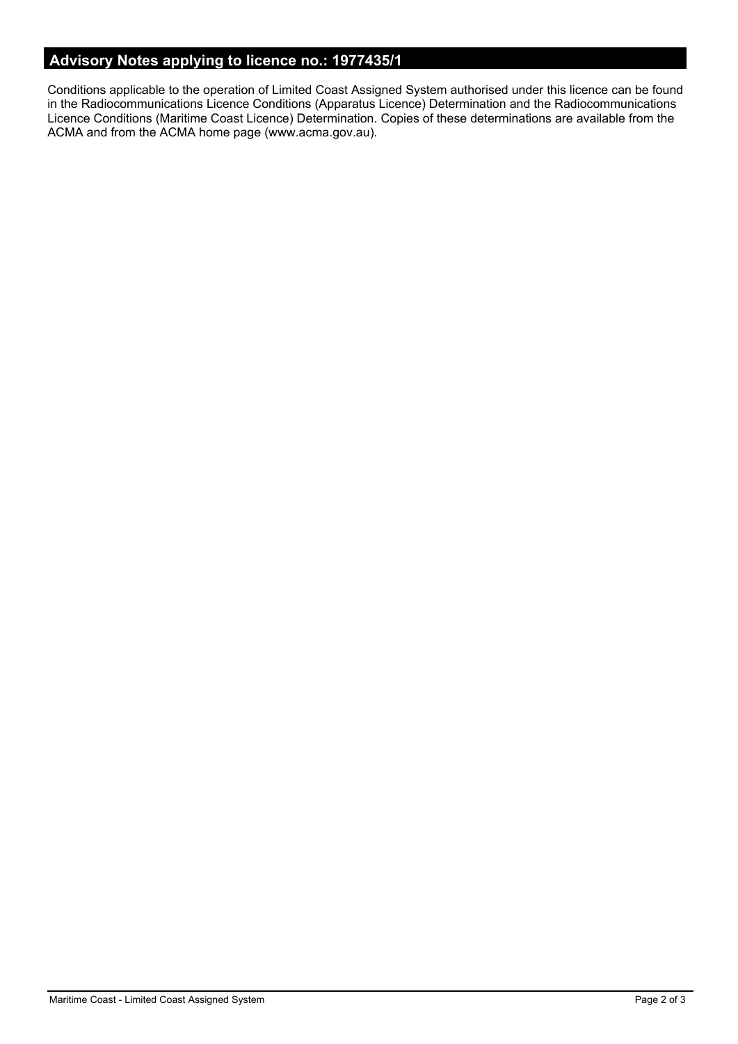## Advisory Notes applying to licence no.: 1977435/1

Conditions applicable to the operation of Limited Coast Assigned System authorised under this licence can be found in the Radiocommunications Licence Conditions (Apparatus Licence) Determination and the Radiocommunications Licence Conditions (Maritime Coast Licence) Determination. Copies of these determinations are available from the ACMA and from the ACMA home page (www.acma.gov.au).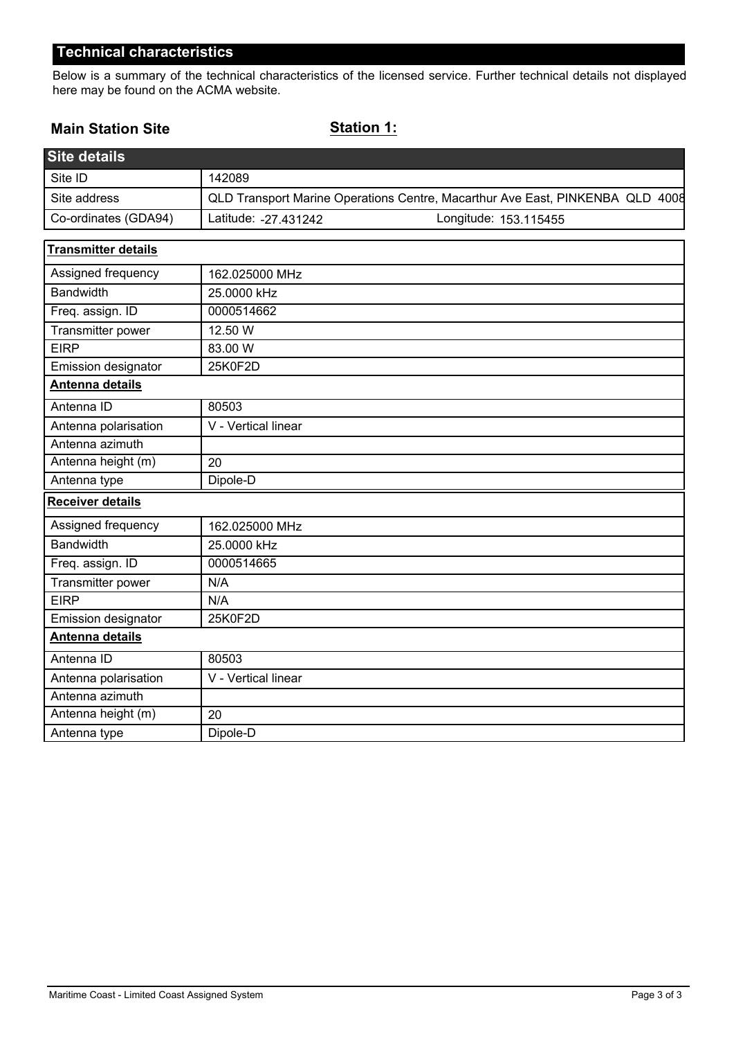## Technical characteristics

Below is a summary of the technical characteristics of the licensed service. Further technical details not displayed here may be found on the ACMA website.

**Main Station Site** **Station 1:**

| Site details | |
|---|---|
| Site ID | 142089 |
| Site address | QLD Transport Marine Operations Centre, Macarthur Ave East, PINKENBA QLD 4008 |
| Co-ordinates (GDA94) | Latitude: -27.431242 Longitude: 153.115455 |

| Transmitter details | |
|---|---|
| Assigned frequency | 162.025000 MHz |
| Bandwidth | 25.0000 kHz |
| Freq. assign. ID | 0000514662 |
| Transmitter power | 12.50 W |
| EIRP | 83.00 W |
| Emission designator | 25K0F2D |
| **Antenna details** | |
| Antenna ID | 80503 |
| Antenna polarisation | V - Vertical linear |
| Antenna azimuth | |
| Antenna height (m) | 20 |
| Antenna type | Dipole-D |

| Receiver details | |
|---|---|
| Assigned frequency | 162.025000 MHz |
| Bandwidth | 25.0000 kHz |
| Freq. assign. ID | 0000514665 |
| Transmitter power | N/A |
| EIRP | N/A |
| Emission designator | 25K0F2D |
| **Antenna details** | |
| Antenna ID | 80503 |
| Antenna polarisation | V - Vertical linear |
| Antenna azimuth | |
| Antenna height (m) | 20 |
| Antenna type | Dipole-D |